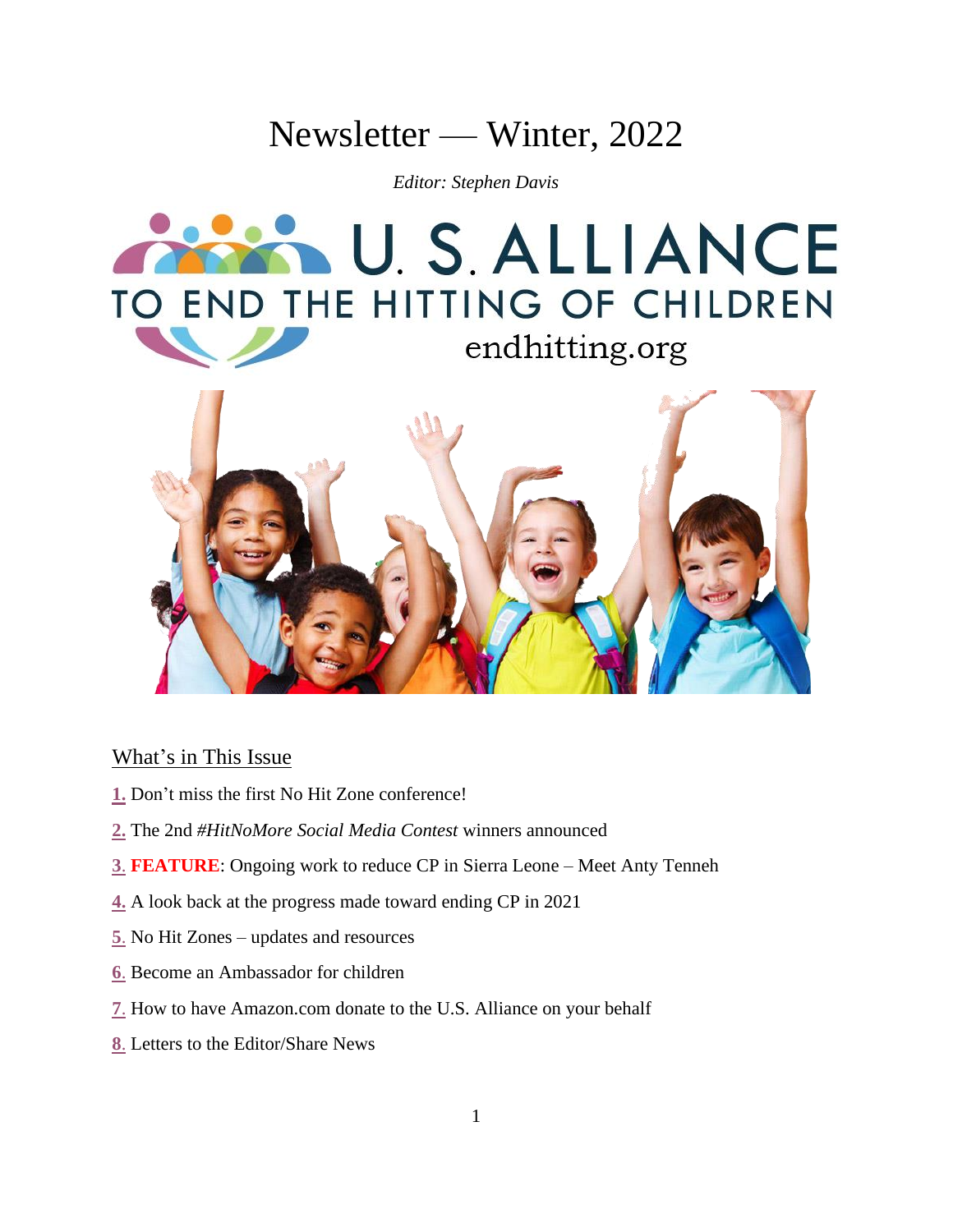# Newsletter — Winter, 2022

*Editor: Stephen Davis*

U. S. ALLIANCE TO END THE HITTING OF CHILDREN

endhitting.org

## What's in This Issue

**1.** Don't miss the first No Hit Zone conference!

**2.** The 2nd *#HitNoMore Social Media Contest* winners announced

**3**. **FEATURE**: Ongoing work to reduce CP in Sierra Leone – Meet Anty Tenneh

**4.** A look back at the progress made toward ending CP in 2021

**5**. No Hit Zones – updates and resources

**6**. Become an Ambassador for children

**7**. How to have Amazon.com donate to the U.S. Alliance on your behalf

**8**. Letters to the Editor/Share News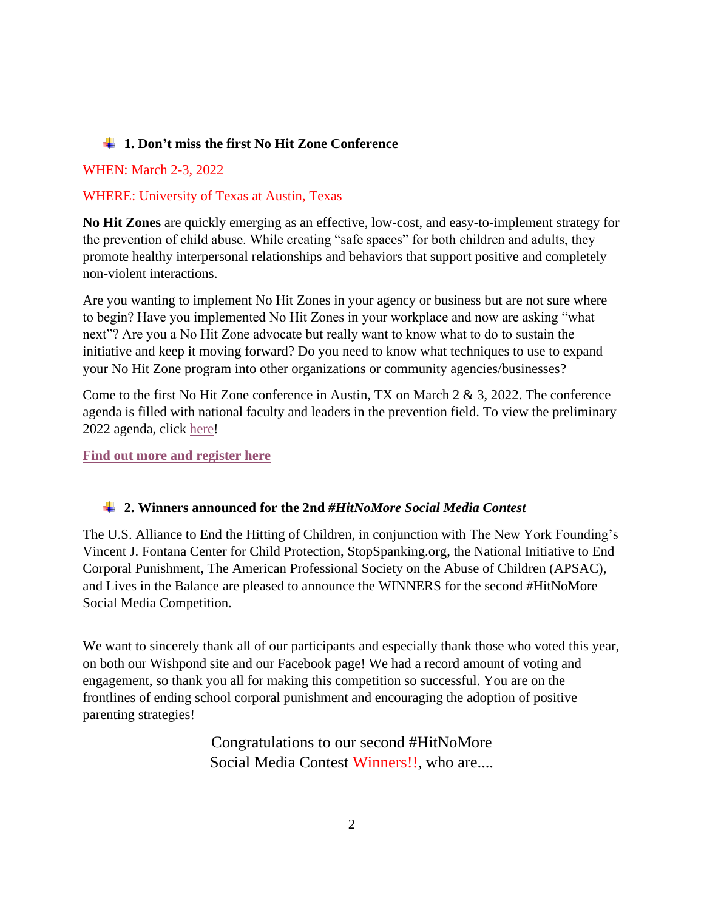### 1. Don't miss the first No Hit Zone Conference

WHEN: March 2-3, 2022

WHERE: University of Texas at Austin, Texas

**No Hit Zones** are quickly emerging as an effective, low-cost, and easy-to-implement strategy for the prevention of child abuse. While creating "safe spaces" for both children and adults, they promote healthy interpersonal relationships and behaviors that support positive and completely non-violent interactions.

Are you wanting to implement No Hit Zones in your agency or business but are not sure where to begin? Have you implemented No Hit Zones in your workplace and now are asking "what next"? Are you a No Hit Zone advocate but really want to know what to do to sustain the initiative and keep it moving forward? Do you need to know what techniques to use to expand your No Hit Zone program into other organizations or community agencies/businesses?

Come to the first No Hit Zone conference in Austin, TX on March 2 & 3, 2022. The conference agenda is filled with national faculty and leaders in the prevention field. To view the preliminary 2022 agenda, click here!

**Find out more and register here**

### 2. Winners announced for the 2nd *#HitNoMore Social Media Contest*

The U.S. Alliance to End the Hitting of Children, in conjunction with The New York Founding's Vincent J. Fontana Center for Child Protection, StopSpanking.org, the National Initiative to End Corporal Punishment, The American Professional Society on the Abuse of Children (APSAC), and Lives in the Balance are pleased to announce the WINNERS for the second #HitNoMore Social Media Competition.

We want to sincerely thank all of our participants and especially thank those who voted this year, on both our Wishpond site and our Facebook page! We had a record amount of voting and engagement, so thank you all for making this competition so successful. You are on the frontlines of ending school corporal punishment and encouraging the adoption of positive parenting strategies!

Congratulations to our second #HitNoMore Social Media Contest Winners!!, who are....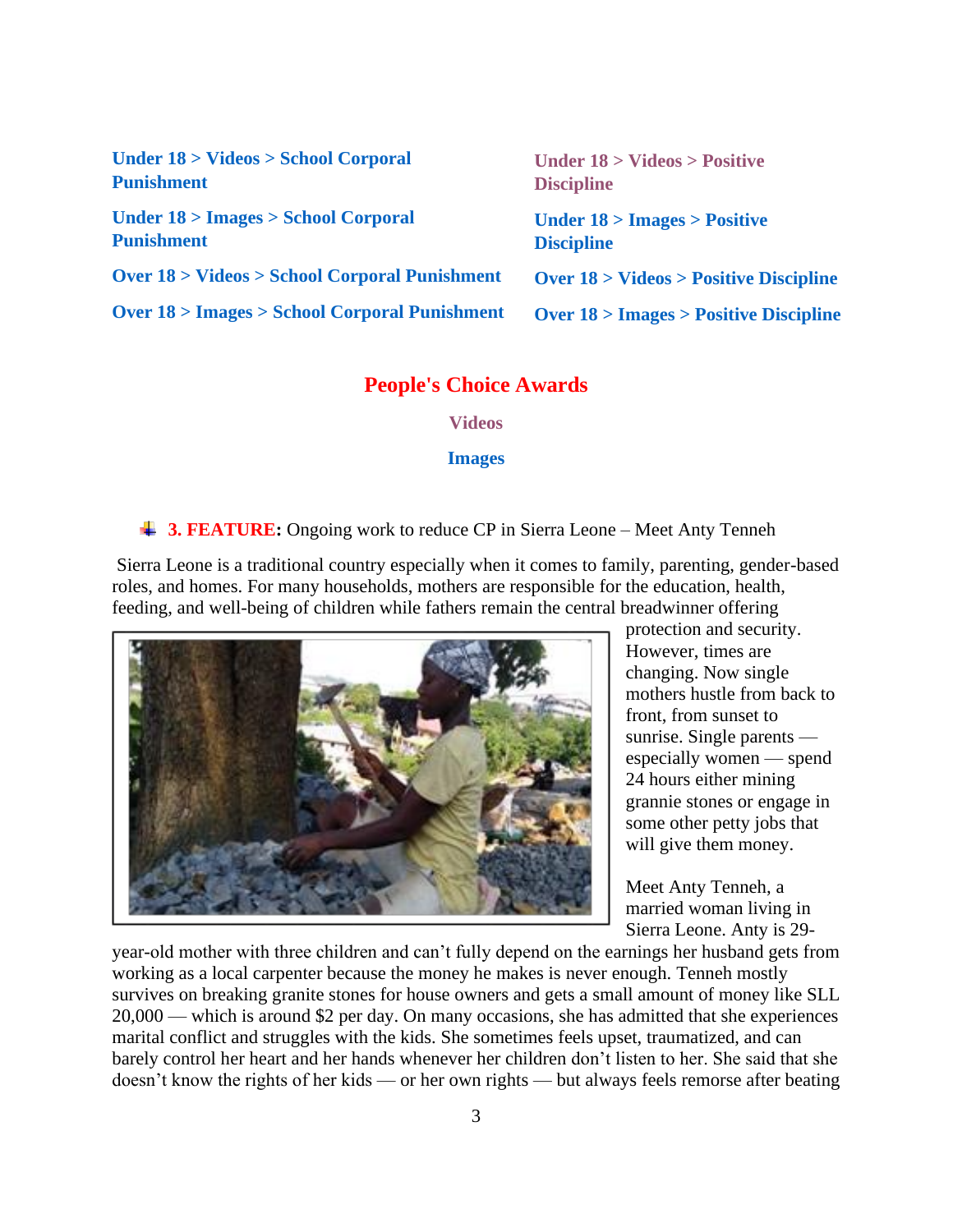**Under 18 > Videos > School Corporal Punishment**

**Under 18 > Images > School Corporal Punishment**

**Over 18 > Videos > School Corporal Punishment**

**Over 18 > Images > School Corporal Punishment**

**Under 18 > Videos > Positive Discipline**

**Under 18 > Images > Positive Discipline**

**Over 18 > Videos > Positive Discipline**

**Over 18 > Images > Positive Discipline**

## People's Choice Awards

**Videos**

**Images**

### 3. FEATURE: Ongoing work to reduce CP in Sierra Leone – Meet Anty Tenneh

Sierra Leone is a traditional country especially when it comes to family, parenting, gender-based roles, and homes. For many households, mothers are responsible for the education, health, feeding, and well-being of children while fathers remain the central breadwinner offering protection and security. However, times are changing. Now single mothers hustle from back to front, from sunset to sunrise. Single parents — especially women — spend 24 hours either mining grannie stones or engage in some other petty jobs that will give them money.

Meet Anty Tenneh, a married woman living in Sierra Leone. Anty is 29-year-old mother with three children and can't fully depend on the earnings her husband gets from working as a local carpenter because the money he makes is never enough. Tenneh mostly survives on breaking granite stones for house owners and gets a small amount of money like SLL 20,000 — which is around $2 per day. On many occasions, she has admitted that she experiences marital conflict and struggles with the kids. She sometimes feels upset, traumatized, and can barely control her heart and her hands whenever her children don't listen to her. She said that she doesn't know the rights of her kids — or her own rights — but always feels remorse after beating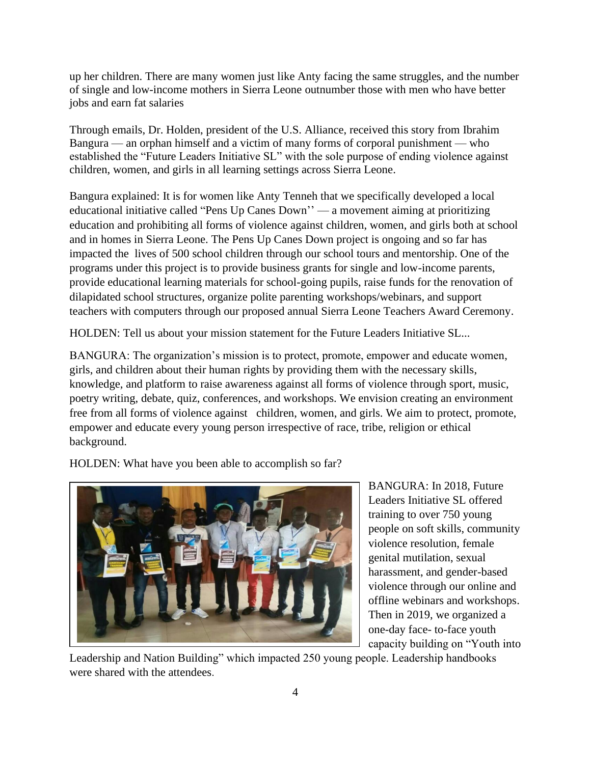up her children. There are many women just like Anty facing the same struggles, and the number of single and low-income mothers in Sierra Leone outnumber those with men who have better jobs and earn fat salaries

Through emails, Dr. Holden, president of the U.S. Alliance, received this story from Ibrahim Bangura — an orphan himself and a victim of many forms of corporal punishment — who established the "Future Leaders Initiative SL" with the sole purpose of ending violence against children, women, and girls in all learning settings across Sierra Leone.

Bangura explained: It is for women like Anty Tenneh that we specifically developed a local educational initiative called "Pens Up Canes Down'' — a movement aiming at prioritizing education and prohibiting all forms of violence against children, women, and girls both at school and in homes in Sierra Leone. The Pens Up Canes Down project is ongoing and so far has impacted the lives of 500 school children through our school tours and mentorship. One of the programs under this project is to provide business grants for single and low-income parents, provide educational learning materials for school-going pupils, raise funds for the renovation of dilapidated school structures, organize polite parenting workshops/webinars, and support teachers with computers through our proposed annual Sierra Leone Teachers Award Ceremony.

HOLDEN: Tell us about your mission statement for the Future Leaders Initiative SL...

BANGURA: The organization's mission is to protect, promote, empower and educate women, girls, and children about their human rights by providing them with the necessary skills, knowledge, and platform to raise awareness against all forms of violence through sport, music, poetry writing, debate, quiz, conferences, and workshops. We envision creating an environment free from all forms of violence against children, women, and girls. We aim to protect, promote, empower and educate every young person irrespective of race, tribe, religion or ethical background.

HOLDEN: What have you been able to accomplish so far?

BANGURA: In 2018, Future Leaders Initiative SL offered training to over 750 young people on soft skills, community violence resolution, female genital mutilation, sexual harassment, and gender-based violence through our online and offline webinars and workshops. Then in 2019, we organized a one-day face- to-face youth capacity building on "Youth into Leadership and Nation Building" which impacted 250 young people. Leadership handbooks were shared with the attendees.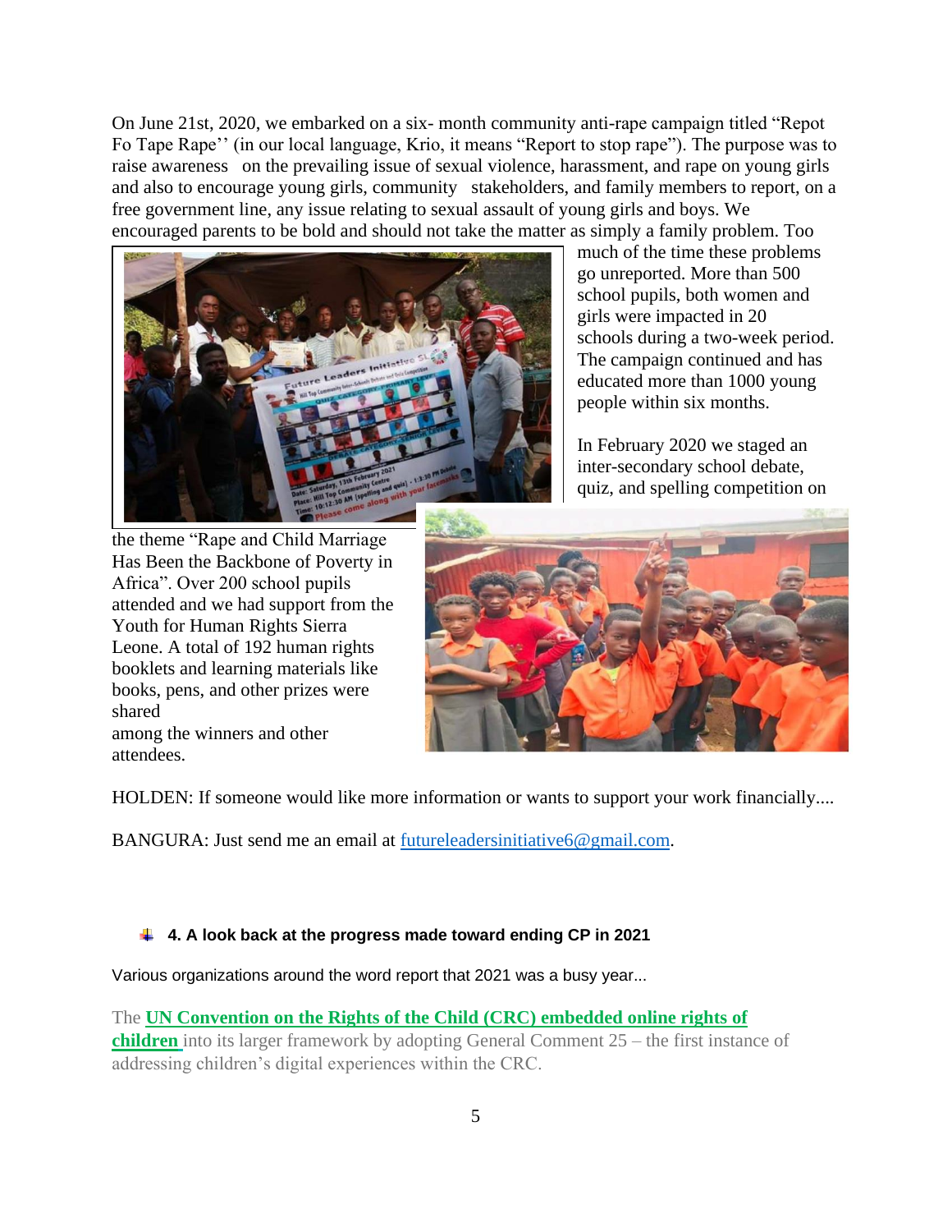On June 21st, 2020, we embarked on a six- month community anti-rape campaign titled "Repot Fo Tape Rape'' (in our local language, Krio, it means "Report to stop rape"). The purpose was to raise awareness on the prevailing issue of sexual violence, harassment, and rape on young girls and also to encourage young girls, community stakeholders, and family members to report, on a free government line, any issue relating to sexual assault of young girls and boys. We encouraged parents to be bold and should not take the matter as simply a family problem. Too much of the time these problems go unreported. More than 500 school pupils, both women and girls were impacted in 20 schools during a two-week period. The campaign continued and has educated more than 1000 young people within six months.

In February 2020 we staged an inter-secondary school debate, quiz, and spelling competition on the theme "Rape and Child Marriage Has Been the Backbone of Poverty in Africa". Over 200 school pupils attended and we had support from the Youth for Human Rights Sierra Leone. A total of 192 human rights booklets and learning materials like books, pens, and other prizes were shared among the winners and other attendees.

HOLDEN: If someone would like more information or wants to support your work financially....

BANGURA: Just send me an email at futureleadersinitiative6@gmail.com.

#### 4. A look back at the progress made toward ending CP in 2021

Various organizations around the word report that 2021 was a busy year...

The **UN Convention on the Rights of the Child (CRC) embedded online rights of children** into its larger framework by adopting General Comment 25 – the first instance of addressing children's digital experiences within the CRC.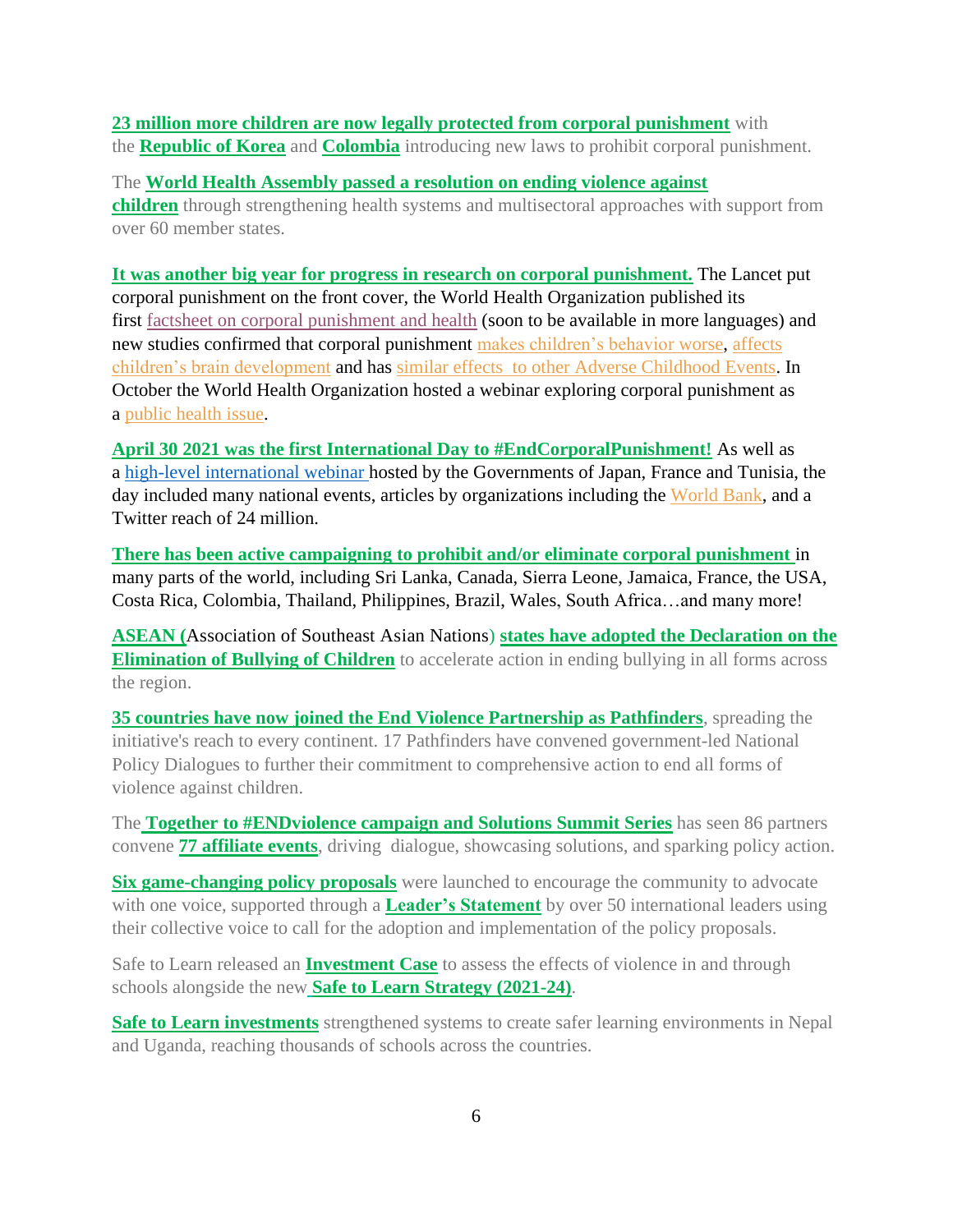**23 million more children are now legally protected from corporal punishment** with the **Republic of Korea** and **Colombia** introducing new laws to prohibit corporal punishment.

The **World Health Assembly passed a resolution on ending violence against children** through strengthening health systems and multisectoral approaches with support from over 60 member states.

**It was another big year for progress in research on corporal punishment.** The Lancet put corporal punishment on the front cover, the World Health Organization published its first factsheet on corporal punishment and health (soon to be available in more languages) and new studies confirmed that corporal punishment makes children's behavior worse, affects children's brain development and has similar effects to other Adverse Childhood Events. In October the World Health Organization hosted a webinar exploring corporal punishment as a public health issue.

**April 30 2021 was the first International Day to #EndCorporalPunishment!** As well as a high-level international webinar hosted by the Governments of Japan, France and Tunisia, the day included many national events, articles by organizations including the World Bank, and a Twitter reach of 24 million.

**There has been active campaigning to prohibit and/or eliminate corporal punishment** in many parts of the world, including Sri Lanka, Canada, Sierra Leone, Jamaica, France, the USA, Costa Rica, Colombia, Thailand, Philippines, Brazil, Wales, South Africa…and many more!

**ASEAN (**Association of Southeast Asian Nations) **states have adopted the Declaration on the Elimination of Bullying of Children** to accelerate action in ending bullying in all forms across the region.

**35 countries have now joined the End Violence Partnership as Pathfinders**, spreading the initiative's reach to every continent. 17 Pathfinders have convened government-led National Policy Dialogues to further their commitment to comprehensive action to end all forms of violence against children.

The **Together to #ENDviolence campaign and Solutions Summit Series** has seen 86 partners convene **77 affiliate events**, driving dialogue, showcasing solutions, and sparking policy action.

**Six game-changing policy proposals** were launched to encourage the community to advocate with one voice, supported through a **Leader's Statement** by over 50 international leaders using their collective voice to call for the adoption and implementation of the policy proposals.

Safe to Learn released an **Investment Case** to assess the effects of violence in and through schools alongside the new **Safe to Learn Strategy (2021-24)**.

**Safe to Learn investments** strengthened systems to create safer learning environments in Nepal and Uganda, reaching thousands of schools across the countries.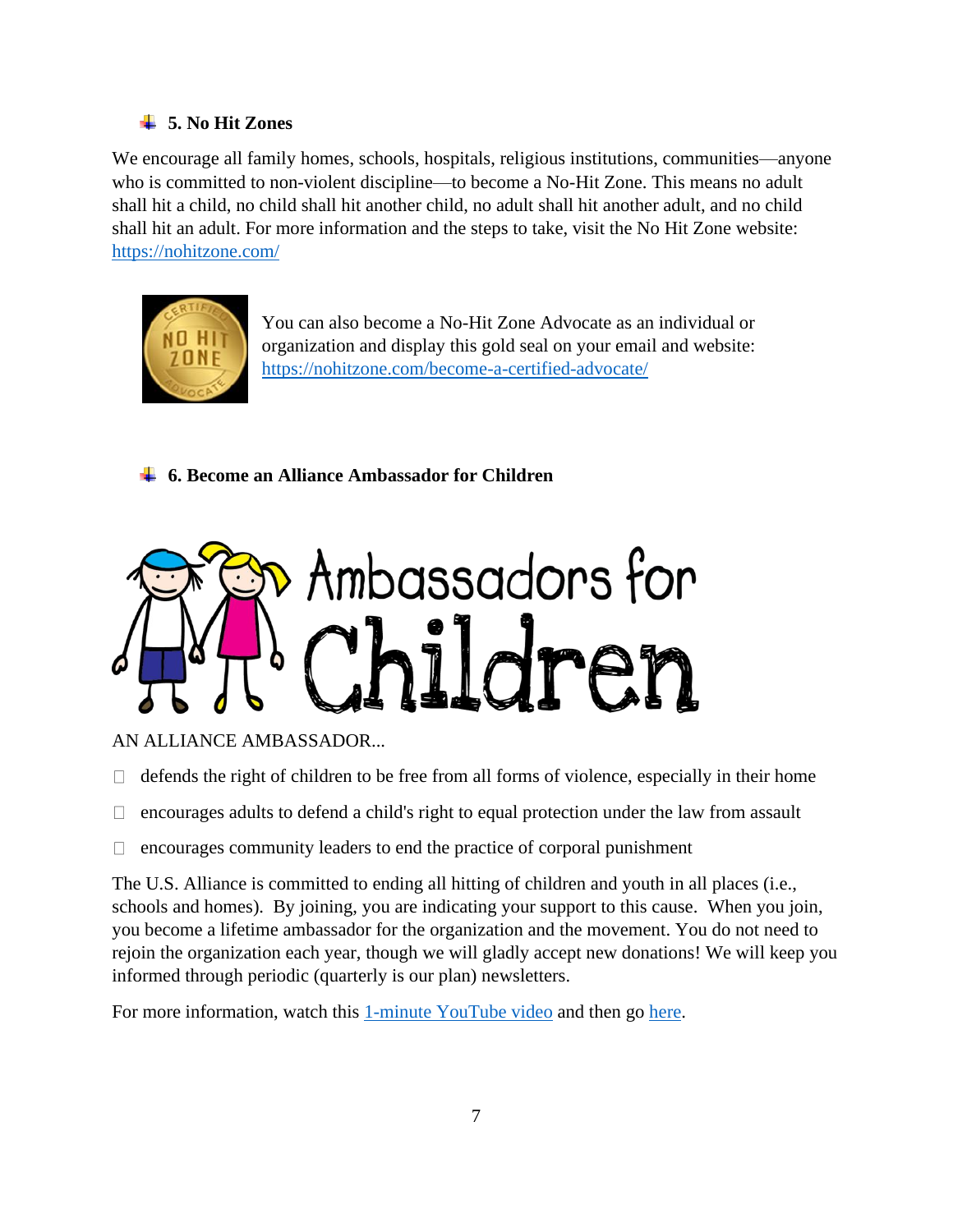### 5. No Hit Zones

We encourage all family homes, schools, hospitals, religious institutions, communities—anyone who is committed to non-violent discipline—to become a No-Hit Zone. This means no adult shall hit a child, no child shall hit another child, no adult shall hit another adult, and no child shall hit an adult. For more information and the steps to take, visit the No Hit Zone website: [https://nohitzone.com/](https://nohitzone.com/)

You can also become a No-Hit Zone Advocate as an individual or organization and display this gold seal on your email and website: [https://nohitzone.com/become-a-certified-advocate/](https://nohitzone.com/become-a-certified-advocate/)

### 6. Become an Alliance Ambassador for Children

AN ALLIANCE AMBASSADOR...

- defends the right of children to be free from all forms of violence, especially in their home
- encourages adults to defend a child's right to equal protection under the law from assault
- encourages community leaders to end the practice of corporal punishment

The U.S. Alliance is committed to ending all hitting of children and youth in all places (i.e., schools and homes). By joining, you are indicating your support to this cause. When you join, you become a lifetime ambassador for the organization and the movement. You do not need to rejoin the organization each year, though we will gladly accept new donations! We will keep you informed through periodic (quarterly is our plan) newsletters.

For more information, watch this 1-minute YouTube video and then go here.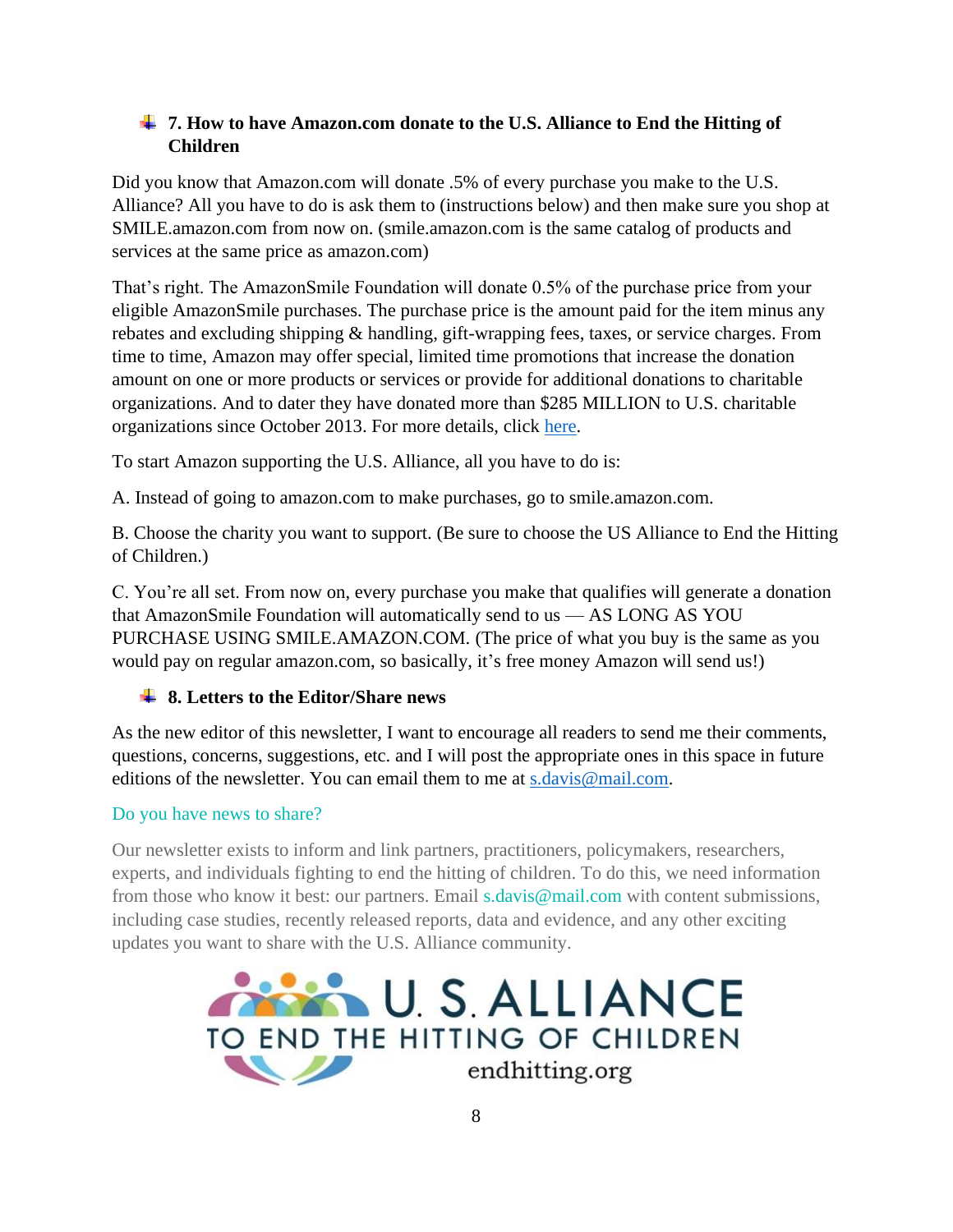### 7. How to have Amazon.com donate to the U.S. Alliance to End the Hitting of Children

Did you know that Amazon.com will donate .5% of every purchase you make to the U.S. Alliance? All you have to do is ask them to (instructions below) and then make sure you shop at SMILE.amazon.com from now on. (smile.amazon.com is the same catalog of products and services at the same price as amazon.com)

That's right. The AmazonSmile Foundation will donate 0.5% of the purchase price from your eligible AmazonSmile purchases. The purchase price is the amount paid for the item minus any rebates and excluding shipping & handling, gift-wrapping fees, taxes, or service charges. From time to time, Amazon may offer special, limited time promotions that increase the donation amount on one or more products or services or provide for additional donations to charitable organizations. And to dater they have donated more than $285 MILLION to U.S. charitable organizations since October 2013. For more details, click here.

To start Amazon supporting the U.S. Alliance, all you have to do is:

A. Instead of going to amazon.com to make purchases, go to smile.amazon.com.

B. Choose the charity you want to support. (Be sure to choose the US Alliance to End the Hitting of Children.)

C. You're all set. From now on, every purchase you make that qualifies will generate a donation that AmazonSmile Foundation will automatically send to us — AS LONG AS YOU PURCHASE USING SMILE.AMAZON.COM. (The price of what you buy is the same as you would pay on regular amazon.com, so basically, it's free money Amazon will send us!)

### 8. Letters to the Editor/Share news

As the new editor of this newsletter, I want to encourage all readers to send me their comments, questions, concerns, suggestions, etc. and I will post the appropriate ones in this space in future editions of the newsletter. You can email them to me at s.davis@mail.com.

Do you have news to share?

Our newsletter exists to inform and link partners, practitioners, policymakers, researchers, experts, and individuals fighting to end the hitting of children. To do this, we need information from those who know it best: our partners. Email s.davis@mail.com with content submissions, including case studies, recently released reports, data and evidence, and any other exciting updates you want to share with the U.S. Alliance community.

U. S. ALLIANCE
TO END THE HITTING OF CHILDREN
endhitting.org